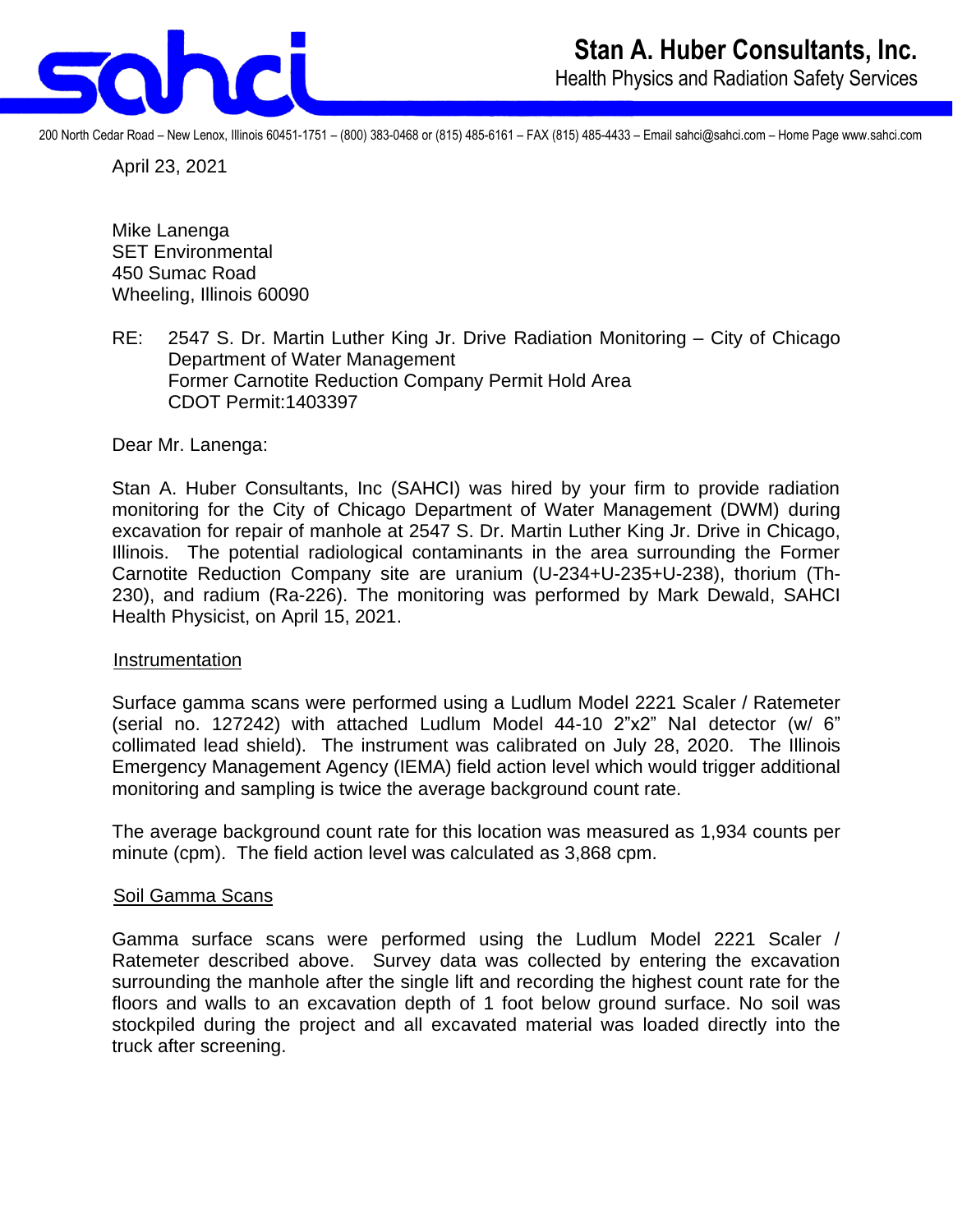# Stan A. Huber Consultants, Inc.

Health Physics and Radiation Safety Services

200 North Cedar Road – New Lenox, Illinois 60451-1751 – (800) 383-0468 or (815) 485-6161 – FAX (815) 485-4433 – Email sahci@sahci.com – Home Page www.sahci.com

April 23, 2021

Mike Lanenga
SET Environmental
450 Sumac Road
Wheeling, Illinois 60090

RE: 2547 S. Dr. Martin Luther King Jr. Drive Radiation Monitoring – City of Chicago Department of Water Management
Former Carnotite Reduction Company Permit Hold Area
CDOT Permit:1403397

Dear Mr. Lanenga:

Stan A. Huber Consultants, Inc (SAHCI) was hired by your firm to provide radiation monitoring for the City of Chicago Department of Water Management (DWM) during excavation for repair of manhole at 2547 S. Dr. Martin Luther King Jr. Drive in Chicago, Illinois. The potential radiological contaminants in the area surrounding the Former Carnotite Reduction Company site are uranium (U-234+U-235+U-238), thorium (Th-230), and radium (Ra-226). The monitoring was performed by Mark Dewald, SAHCI Health Physicist, on April 15, 2021.

## Instrumentation

Surface gamma scans were performed using a Ludlum Model 2221 Scaler / Ratemeter (serial no. 127242) with attached Ludlum Model 44-10 2"x2" NaI detector (w/ 6" collimated lead shield). The instrument was calibrated on July 28, 2020. The Illinois Emergency Management Agency (IEMA) field action level which would trigger additional monitoring and sampling is twice the average background count rate.

The average background count rate for this location was measured as 1,934 counts per minute (cpm). The field action level was calculated as 3,868 cpm.

## Soil Gamma Scans

Gamma surface scans were performed using the Ludlum Model 2221 Scaler / Ratemeter described above. Survey data was collected by entering the excavation surrounding the manhole after the single lift and recording the highest count rate for the floors and walls to an excavation depth of 1 foot below ground surface. No soil was stockpiled during the project and all excavated material was loaded directly into the truck after screening.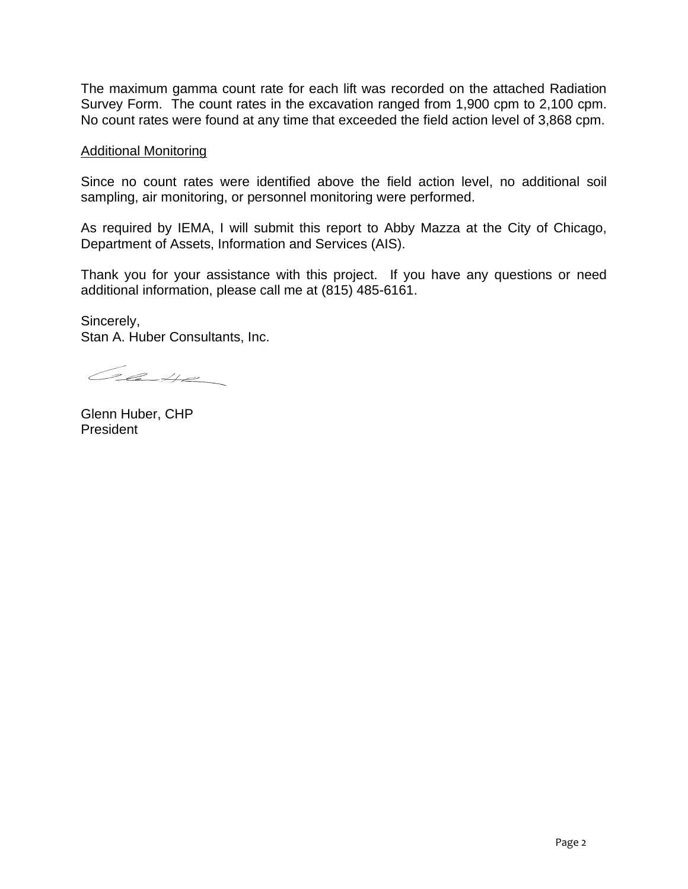The maximum gamma count rate for each lift was recorded on the attached Radiation Survey Form. The count rates in the excavation ranged from 1,900 cpm to 2,100 cpm. No count rates were found at any time that exceeded the field action level of 3,868 cpm.

<u>Additional Monitoring</u>

Since no count rates were identified above the field action level, no additional soil sampling, air monitoring, or personnel monitoring were performed.

As required by IEMA, I will submit this report to Abby Mazza at the City of Chicago, Department of Assets, Information and Services (AIS).

Thank you for your assistance with this project. If you have any questions or need additional information, please call me at (815) 485-6161.

Sincerely,
Stan A. Huber Consultants, Inc.

Glenn Huber, CHP
President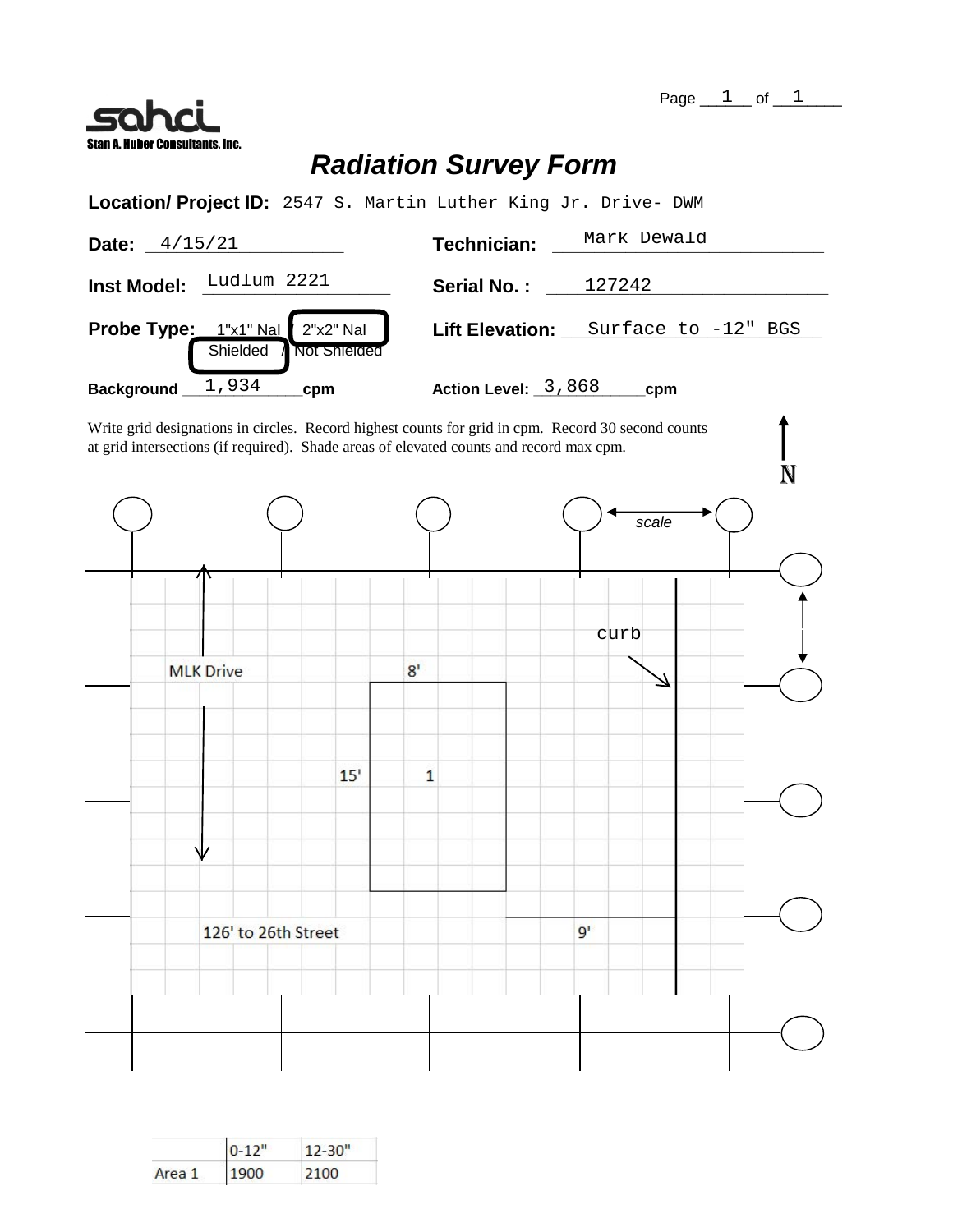**Stan A. Huber Consultants, Inc.**

# Radiation Survey Form

**Location/ Project ID:** 2547 S. Martin Luther King Jr. Drive- DWM

**Date:** 4/15/21

**Technician:** Mark Dewald

**Inst Model:** Ludlum 2221

**Serial No. :** 127242

**Probe Type:** 1"x1" NaI / **2"x2" NaI** (circled)
**Shielded** (circled) / Not Shielded

**Lift Elevation:** Surface to -12" BGS

**Background** 1,934 cpm

**Action Level:** 3,868 cpm

Write grid designations in circles. Record highest counts for grid in cpm. Record 30 second counts at grid intersections (if required). Shade areas of elevated counts and record max cpm.

N

scale

curb

MLK Drive

8'

15'

1

126' to 26th Street

9'

| | 0-12" | 12-30" |
|---|---|---|
| Area 1 | 1900 | 2100 |